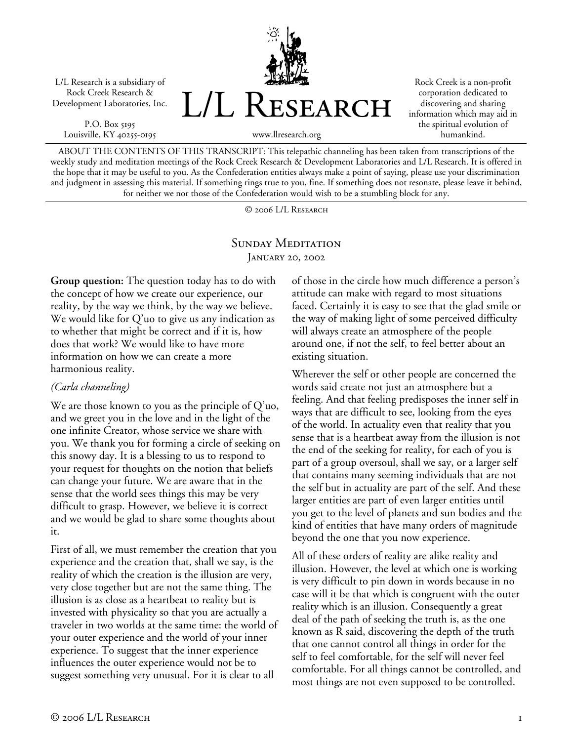L/L Research is a subsidiary of Rock Creek Research & Development Laboratories, Inc.

P.O. Box 5195
Louisville, KY 40255-0195

# L/L Research

www.llresearch.org

Rock Creek is a non-profit corporation dedicated to discovering and sharing information which may aid in the spiritual evolution of humankind.

ABOUT THE CONTENTS OF THIS TRANSCRIPT: This telepathic channeling has been taken from transcriptions of the weekly study and meditation meetings of the Rock Creek Research & Development Laboratories and L/L Research. It is offered in the hope that it may be useful to you. As the Confederation entities always make a point of saying, please use your discrimination and judgment in assessing this material. If something rings true to you, fine. If something does not resonate, please leave it behind, for neither we nor those of the Confederation would wish to be a stumbling block for any.

© 2006 L/L Research

## Sunday Meditation
### January 20, 2002

**Group question:** The question today has to do with the concept of how we create our experience, our reality, by the way we think, by the way we believe. We would like for Q'uo to give us any indication as to whether that might be correct and if it is, how does that work? We would like to have more information on how we can create a more harmonious reality.

*(Carla channeling)*

We are those known to you as the principle of Q'uo, and we greet you in the love and in the light of the one infinite Creator, whose service we share with you. We thank you for forming a circle of seeking on this snowy day. It is a blessing to us to respond to your request for thoughts on the notion that beliefs can change your future. We are aware that in the sense that the world sees things this may be very difficult to grasp. However, we believe it is correct and we would be glad to share some thoughts about it.

First of all, we must remember the creation that you experience and the creation that, shall we say, is the reality of which the creation is the illusion are very, very close together but are not the same thing. The illusion is as close as a heartbeat to reality but is invested with physicality so that you are actually a traveler in two worlds at the same time: the world of your outer experience and the world of your inner experience. To suggest that the inner experience influences the outer experience would not be to suggest something very unusual. For it is clear to all of those in the circle how much difference a person's attitude can make with regard to most situations faced. Certainly it is easy to see that the glad smile or the way of making light of some perceived difficulty will always create an atmosphere of the people around one, if not the self, to feel better about an existing situation.

Wherever the self or other people are concerned the words said create not just an atmosphere but a feeling. And that feeling predisposes the inner self in ways that are difficult to see, looking from the eyes of the world. In actuality even that reality that you sense that is a heartbeat away from the illusion is not the end of the seeking for reality, for each of you is part of a group oversoul, shall we say, or a larger self that contains many seeming individuals that are not the self but in actuality are part of the self. And these larger entities are part of even larger entities until you get to the level of planets and sun bodies and the kind of entities that have many orders of magnitude beyond the one that you now experience.

All of these orders of reality are alike reality and illusion. However, the level at which one is working is very difficult to pin down in words because in no case will it be that which is congruent with the outer reality which is an illusion. Consequently a great deal of the path of seeking the truth is, as the one known as R said, discovering the depth of the truth that one cannot control all things in order for the self to feel comfortable, for the self will never feel comfortable. For all things cannot be controlled, and most things are not even supposed to be controlled.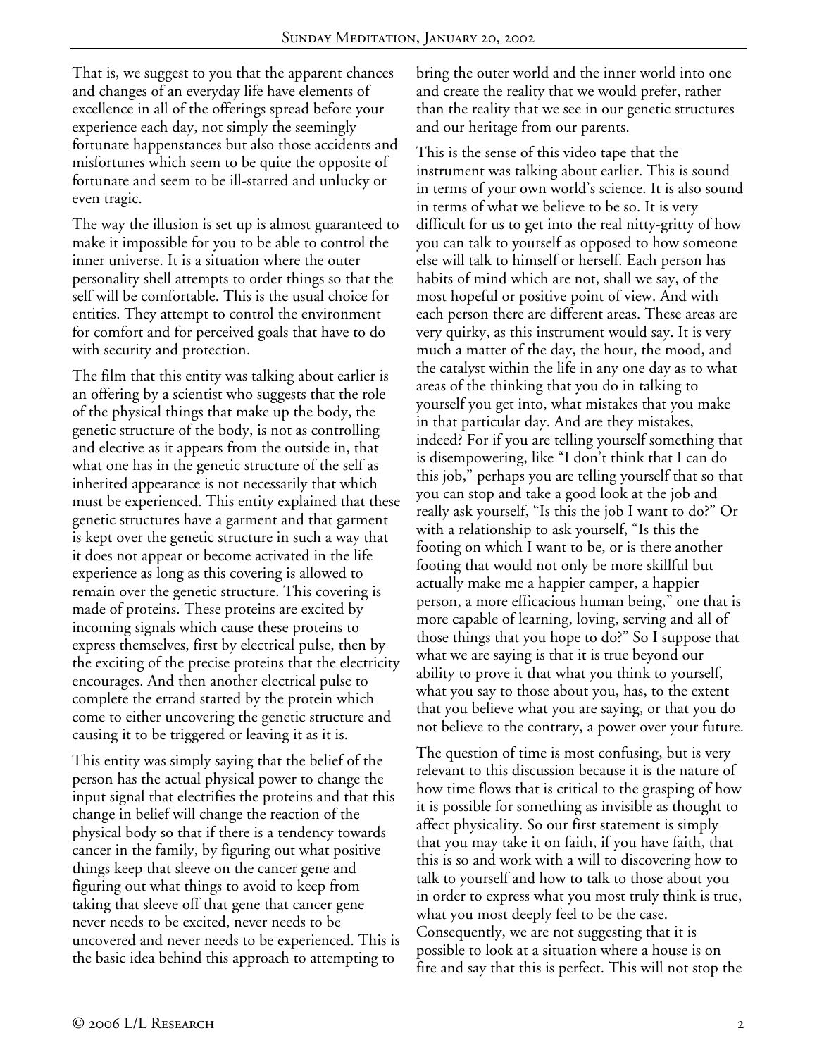That is, we suggest to you that the apparent chances and changes of an everyday life have elements of excellence in all of the offerings spread before your experience each day, not simply the seemingly fortunate happenstances but also those accidents and misfortunes which seem to be quite the opposite of fortunate and seem to be ill-starred and unlucky or even tragic.

The way the illusion is set up is almost guaranteed to make it impossible for you to be able to control the inner universe. It is a situation where the outer personality shell attempts to order things so that the self will be comfortable. This is the usual choice for entities. They attempt to control the environment for comfort and for perceived goals that have to do with security and protection.

The film that this entity was talking about earlier is an offering by a scientist who suggests that the role of the physical things that make up the body, the genetic structure of the body, is not as controlling and elective as it appears from the outside in, that what one has in the genetic structure of the self as inherited appearance is not necessarily that which must be experienced. This entity explained that these genetic structures have a garment and that garment is kept over the genetic structure in such a way that it does not appear or become activated in the life experience as long as this covering is allowed to remain over the genetic structure. This covering is made of proteins. These proteins are excited by incoming signals which cause these proteins to express themselves, first by electrical pulse, then by the exciting of the precise proteins that the electricity encourages. And then another electrical pulse to complete the errand started by the protein which come to either uncovering the genetic structure and causing it to be triggered or leaving it as it is.

This entity was simply saying that the belief of the person has the actual physical power to change the input signal that electrifies the proteins and that this change in belief will change the reaction of the physical body so that if there is a tendency towards cancer in the family, by figuring out what positive things keep that sleeve on the cancer gene and figuring out what things to avoid to keep from taking that sleeve off that gene that cancer gene never needs to be excited, never needs to be uncovered and never needs to be experienced. This is the basic idea behind this approach to attempting to bring the outer world and the inner world into one and create the reality that we would prefer, rather than the reality that we see in our genetic structures and our heritage from our parents.

This is the sense of this video tape that the instrument was talking about earlier. This is sound in terms of your own world's science. It is also sound in terms of what we believe to be so. It is very difficult for us to get into the real nitty-gritty of how you can talk to yourself as opposed to how someone else will talk to himself or herself. Each person has habits of mind which are not, shall we say, of the most hopeful or positive point of view. And with each person there are different areas. These areas are very quirky, as this instrument would say. It is very much a matter of the day, the hour, the mood, and the catalyst within the life in any one day as to what areas of the thinking that you do in talking to yourself you get into, what mistakes that you make in that particular day. And are they mistakes, indeed? For if you are telling yourself something that is disempowering, like "I don't think that I can do this job," perhaps you are telling yourself that so that you can stop and take a good look at the job and really ask yourself, "Is this the job I want to do?" Or with a relationship to ask yourself, "Is this the footing on which I want to be, or is there another footing that would not only be more skillful but actually make me a happier camper, a happier person, a more efficacious human being," one that is more capable of learning, loving, serving and all of those things that you hope to do?" So I suppose that what we are saying is that it is true beyond our ability to prove it that what you think to yourself, what you say to those about you, has, to the extent that you believe what you are saying, or that you do not believe to the contrary, a power over your future.

The question of time is most confusing, but is very relevant to this discussion because it is the nature of how time flows that is critical to the grasping of how it is possible for something as invisible as thought to affect physicality. So our first statement is simply that you may take it on faith, if you have faith, that this is so and work with a will to discovering how to talk to yourself and how to talk to those about you in order to express what you most truly think is true, what you most deeply feel to be the case. Consequently, we are not suggesting that it is possible to look at a situation where a house is on fire and say that this is perfect. This will not stop the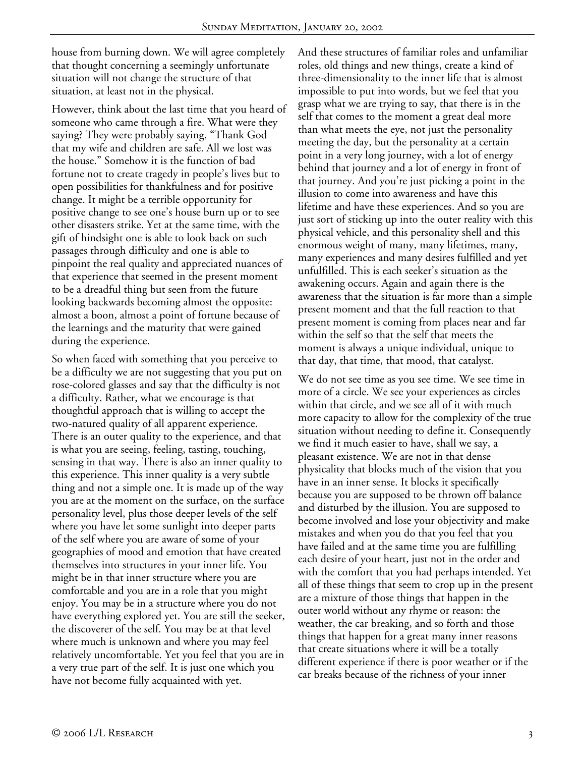house from burning down. We will agree completely that thought concerning a seemingly unfortunate situation will not change the structure of that situation, at least not in the physical.

However, think about the last time that you heard of someone who came through a fire. What were they saying? They were probably saying, "Thank God that my wife and children are safe. All we lost was the house." Somehow it is the function of bad fortune not to create tragedy in people's lives but to open possibilities for thankfulness and for positive change. It might be a terrible opportunity for positive change to see one's house burn up or to see other disasters strike. Yet at the same time, with the gift of hindsight one is able to look back on such passages through difficulty and one is able to pinpoint the real quality and appreciated nuances of that experience that seemed in the present moment to be a dreadful thing but seen from the future looking backwards becoming almost the opposite: almost a boon, almost a point of fortune because of the learnings and the maturity that were gained during the experience.

So when faced with something that you perceive to be a difficulty we are not suggesting that you put on rose-colored glasses and say that the difficulty is not a difficulty. Rather, what we encourage is that thoughtful approach that is willing to accept the two-natured quality of all apparent experience. There is an outer quality to the experience, and that is what you are seeing, feeling, tasting, touching, sensing in that way. There is also an inner quality to this experience. This inner quality is a very subtle thing and not a simple one. It is made up of the way you are at the moment on the surface, on the surface personality level, plus those deeper levels of the self where you have let some sunlight into deeper parts of the self where you are aware of some of your geographies of mood and emotion that have created themselves into structures in your inner life. You might be in that inner structure where you are comfortable and you are in a role that you might enjoy. You may be in a structure where you do not have everything explored yet. You are still the seeker, the discoverer of the self. You may be at that level where much is unknown and where you may feel relatively uncomfortable. Yet you feel that you are in a very true part of the self. It is just one which you have not become fully acquainted with yet.

And these structures of familiar roles and unfamiliar roles, old things and new things, create a kind of three-dimensionality to the inner life that is almost impossible to put into words, but we feel that you grasp what we are trying to say, that there is in the self that comes to the moment a great deal more than what meets the eye, not just the personality meeting the day, but the personality at a certain point in a very long journey, with a lot of energy behind that journey and a lot of energy in front of that journey. And you're just picking a point in the illusion to come into awareness and have this lifetime and have these experiences. And so you are just sort of sticking up into the outer reality with this physical vehicle, and this personality shell and this enormous weight of many, many lifetimes, many, many experiences and many desires fulfilled and yet unfulfilled. This is each seeker's situation as the awakening occurs. Again and again there is the awareness that the situation is far more than a simple present moment and that the full reaction to that present moment is coming from places near and far within the self so that the self that meets the moment is always a unique individual, unique to that day, that time, that mood, that catalyst.

We do not see time as you see time. We see time in more of a circle. We see your experiences as circles within that circle, and we see all of it with much more capacity to allow for the complexity of the true situation without needing to define it. Consequently we find it much easier to have, shall we say, a pleasant existence. We are not in that dense physicality that blocks much of the vision that you have in an inner sense. It blocks it specifically because you are supposed to be thrown off balance and disturbed by the illusion. You are supposed to become involved and lose your objectivity and make mistakes and when you do that you feel that you have failed and at the same time you are fulfilling each desire of your heart, just not in the order and with the comfort that you had perhaps intended. Yet all of these things that seem to crop up in the present are a mixture of those things that happen in the outer world without any rhyme or reason: the weather, the car breaking, and so forth and those things that happen for a great many inner reasons that create situations where it will be a totally different experience if there is poor weather or if the car breaks because of the richness of your inner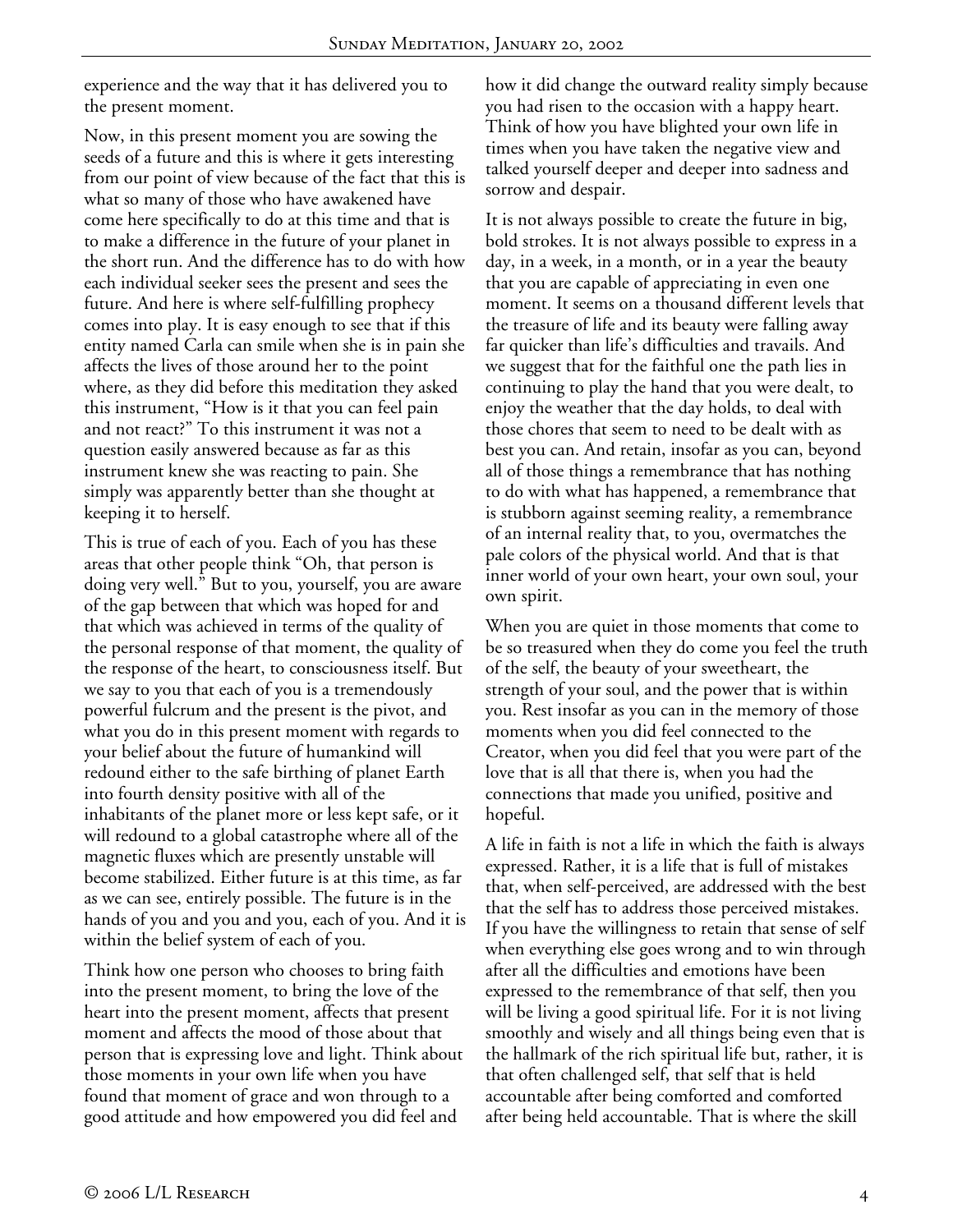experience and the way that it has delivered you to the present moment.

Now, in this present moment you are sowing the seeds of a future and this is where it gets interesting from our point of view because of the fact that this is what so many of those who have awakened have come here specifically to do at this time and that is to make a difference in the future of your planet in the short run. And the difference has to do with how each individual seeker sees the present and sees the future. And here is where self-fulfilling prophecy comes into play. It is easy enough to see that if this entity named Carla can smile when she is in pain she affects the lives of those around her to the point where, as they did before this meditation they asked this instrument, "How is it that you can feel pain and not react?" To this instrument it was not a question easily answered because as far as this instrument knew she was reacting to pain. She simply was apparently better than she thought at keeping it to herself.

This is true of each of you. Each of you has these areas that other people think "Oh, that person is doing very well." But to you, yourself, you are aware of the gap between that which was hoped for and that which was achieved in terms of the quality of the personal response of that moment, the quality of the response of the heart, to consciousness itself. But we say to you that each of you is a tremendously powerful fulcrum and the present is the pivot, and what you do in this present moment with regards to your belief about the future of humankind will redound either to the safe birthing of planet Earth into fourth density positive with all of the inhabitants of the planet more or less kept safe, or it will redound to a global catastrophe where all of the magnetic fluxes which are presently unstable will become stabilized. Either future is at this time, as far as we can see, entirely possible. The future is in the hands of you and you and you, each of you. And it is within the belief system of each of you.

Think how one person who chooses to bring faith into the present moment, to bring the love of the heart into the present moment, affects that present moment and affects the mood of those about that person that is expressing love and light. Think about those moments in your own life when you have found that moment of grace and won through to a good attitude and how empowered you did feel and how it did change the outward reality simply because you had risen to the occasion with a happy heart. Think of how you have blighted your own life in times when you have taken the negative view and talked yourself deeper and deeper into sadness and sorrow and despair.

It is not always possible to create the future in big, bold strokes. It is not always possible to express in a day, in a week, in a month, or in a year the beauty that you are capable of appreciating in even one moment. It seems on a thousand different levels that the treasure of life and its beauty were falling away far quicker than life's difficulties and travails. And we suggest that for the faithful one the path lies in continuing to play the hand that you were dealt, to enjoy the weather that the day holds, to deal with those chores that seem to need to be dealt with as best you can. And retain, insofar as you can, beyond all of those things a remembrance that has nothing to do with what has happened, a remembrance that is stubborn against seeming reality, a remembrance of an internal reality that, to you, overmatches the pale colors of the physical world. And that is that inner world of your own heart, your own soul, your own spirit.

When you are quiet in those moments that come to be so treasured when they do come you feel the truth of the self, the beauty of your sweetheart, the strength of your soul, and the power that is within you. Rest insofar as you can in the memory of those moments when you did feel connected to the Creator, when you did feel that you were part of the love that is all that there is, when you had the connections that made you unified, positive and hopeful.

A life in faith is not a life in which the faith is always expressed. Rather, it is a life that is full of mistakes that, when self-perceived, are addressed with the best that the self has to address those perceived mistakes. If you have the willingness to retain that sense of self when everything else goes wrong and to win through after all the difficulties and emotions have been expressed to the remembrance of that self, then you will be living a good spiritual life. For it is not living smoothly and wisely and all things being even that is the hallmark of the rich spiritual life but, rather, it is that often challenged self, that self that is held accountable after being comforted and comforted after being held accountable. That is where the skill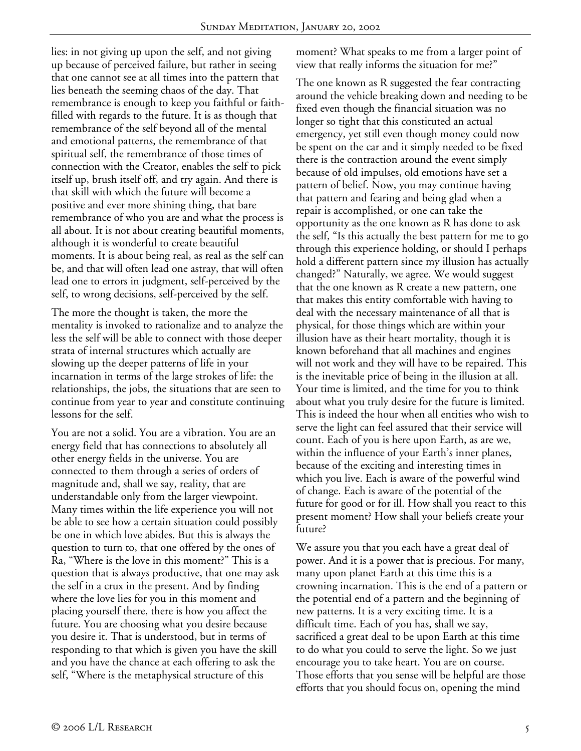lies: in not giving up upon the self, and not giving up because of perceived failure, but rather in seeing that one cannot see at all times into the pattern that lies beneath the seeming chaos of the day. That remembrance is enough to keep you faithful or faith-filled with regards to the future. It is as though that remembrance of the self beyond all of the mental and emotional patterns, the remembrance of that spiritual self, the remembrance of those times of connection with the Creator, enables the self to pick itself up, brush itself off, and try again. And there is that skill with which the future will become a positive and ever more shining thing, that bare remembrance of who you are and what the process is all about. It is not about creating beautiful moments, although it is wonderful to create beautiful moments. It is about being real, as real as the self can be, and that will often lead one astray, that will often lead one to errors in judgment, self-perceived by the self, to wrong decisions, self-perceived by the self.

The more the thought is taken, the more the mentality is invoked to rationalize and to analyze the less the self will be able to connect with those deeper strata of internal structures which actually are slowing up the deeper patterns of life in your incarnation in terms of the large strokes of life: the relationships, the jobs, the situations that are seen to continue from year to year and constitute continuing lessons for the self.

You are not a solid. You are a vibration. You are an energy field that has connections to absolutely all other energy fields in the universe. You are connected to them through a series of orders of magnitude and, shall we say, reality, that are understandable only from the larger viewpoint. Many times within the life experience you will not be able to see how a certain situation could possibly be one in which love abides. But this is always the question to turn to, that one offered by the ones of Ra, "Where is the love in this moment?" This is a question that is always productive, that one may ask the self in a crux in the present. And by finding where the love lies for you in this moment and placing yourself there, there is how you affect the future. You are choosing what you desire because you desire it. That is understood, but in terms of responding to that which is given you have the skill and you have the chance at each offering to ask the self, "Where is the metaphysical structure of this moment? What speaks to me from a larger point of view that really informs the situation for me?"

The one known as R suggested the fear contracting around the vehicle breaking down and needing to be fixed even though the financial situation was no longer so tight that this constituted an actual emergency, yet still even though money could now be spent on the car and it simply needed to be fixed there is the contraction around the event simply because of old impulses, old emotions have set a pattern of belief. Now, you may continue having that pattern and fearing and being glad when a repair is accomplished, or one can take the opportunity as the one known as R has done to ask the self, "Is this actually the best pattern for me to go through this experience holding, or should I perhaps hold a different pattern since my illusion has actually changed?" Naturally, we agree. We would suggest that the one known as R create a new pattern, one that makes this entity comfortable with having to deal with the necessary maintenance of all that is physical, for those things which are within your illusion have as their heart mortality, though it is known beforehand that all machines and engines will not work and they will have to be repaired. This is the inevitable price of being in the illusion at all. Your time is limited, and the time for you to think about what you truly desire for the future is limited. This is indeed the hour when all entities who wish to serve the light can feel assured that their service will count. Each of you is here upon Earth, as are we, within the influence of your Earth's inner planes, because of the exciting and interesting times in which you live. Each is aware of the powerful wind of change. Each is aware of the potential of the future for good or for ill. How shall you react to this present moment? How shall your beliefs create your future?

We assure you that you each have a great deal of power. And it is a power that is precious. For many, many upon planet Earth at this time this is a crowning incarnation. This is the end of a pattern or the potential end of a pattern and the beginning of new patterns. It is a very exciting time. It is a difficult time. Each of you has, shall we say, sacrificed a great deal to be upon Earth at this time to do what you could to serve the light. So we just encourage you to take heart. You are on course. Those efforts that you sense will be helpful are those efforts that you should focus on, opening the mind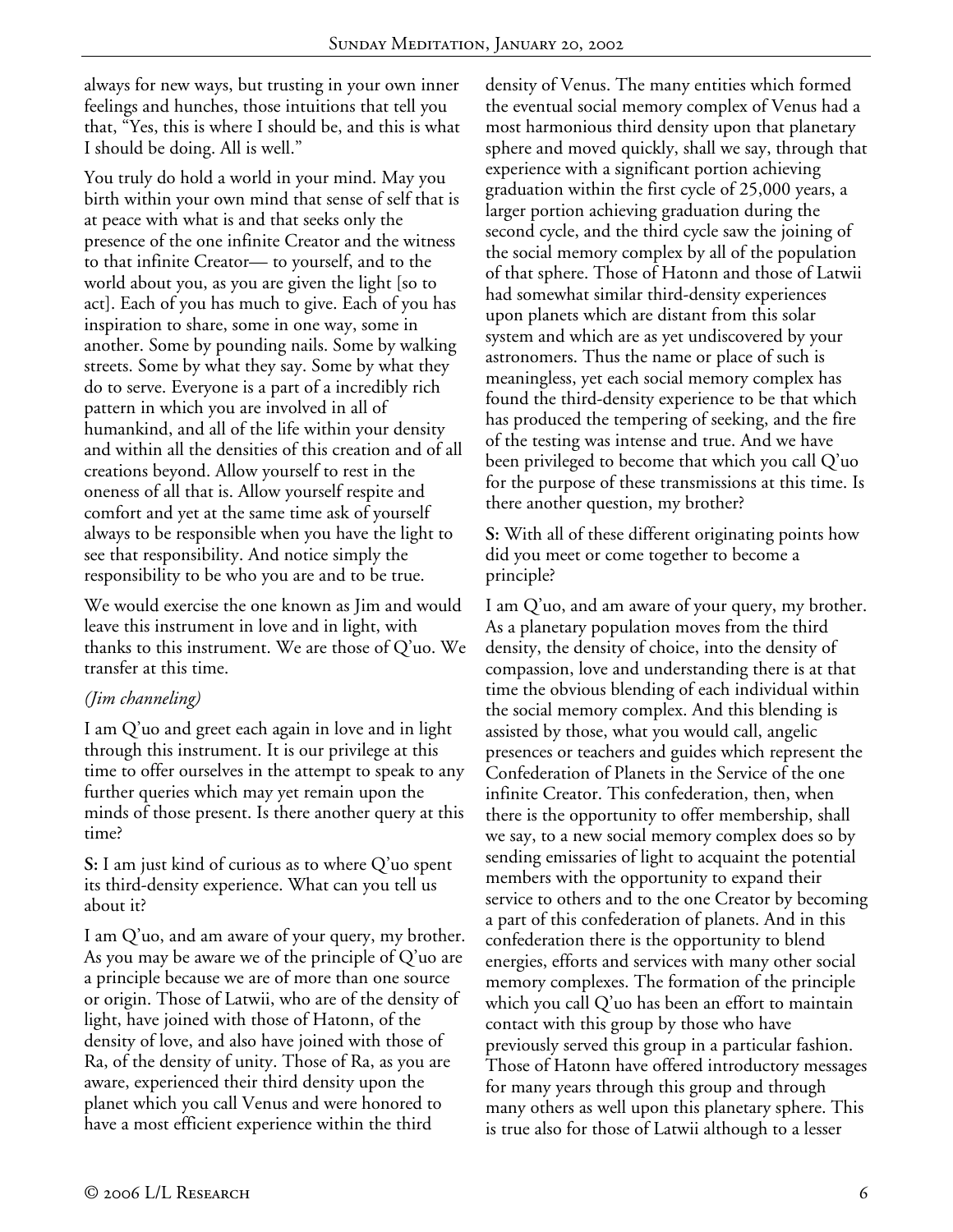always for new ways, but trusting in your own inner feelings and hunches, those intuitions that tell you that, "Yes, this is where I should be, and this is what I should be doing. All is well."

You truly do hold a world in your mind. May you birth within your own mind that sense of self that is at peace with what is and that seeks only the presence of the one infinite Creator and the witness to that infinite Creator— to yourself, and to the world about you, as you are given the light [so to act]. Each of you has much to give. Each of you has inspiration to share, some in one way, some in another. Some by pounding nails. Some by walking streets. Some by what they say. Some by what they do to serve. Everyone is a part of a incredibly rich pattern in which you are involved in all of humankind, and all of the life within your density and within all the densities of this creation and of all creations beyond. Allow yourself to rest in the oneness of all that is. Allow yourself respite and comfort and yet at the same time ask of yourself always to be responsible when you have the light to see that responsibility. And notice simply the responsibility to be who you are and to be true.

We would exercise the one known as Jim and would leave this instrument in love and in light, with thanks to this instrument. We are those of Q'uo. We transfer at this time.

*(Jim channeling)*

I am Q'uo and greet each again in love and in light through this instrument. It is our privilege at this time to offer ourselves in the attempt to speak to any further queries which may yet remain upon the minds of those present. Is there another query at this time?

**S:** I am just kind of curious as to where Q'uo spent its third-density experience. What can you tell us about it?

I am Q'uo, and am aware of your query, my brother. As you may be aware we of the principle of Q'uo are a principle because we are of more than one source or origin. Those of Latwii, who are of the density of light, have joined with those of Hatonn, of the density of love, and also have joined with those of Ra, of the density of unity. Those of Ra, as you are aware, experienced their third density upon the planet which you call Venus and were honored to have a most efficient experience within the third density of Venus. The many entities which formed the eventual social memory complex of Venus had a most harmonious third density upon that planetary sphere and moved quickly, shall we say, through that experience with a significant portion achieving graduation within the first cycle of 25,000 years, a larger portion achieving graduation during the second cycle, and the third cycle saw the joining of the social memory complex by all of the population of that sphere. Those of Hatonn and those of Latwii had somewhat similar third-density experiences upon planets which are distant from this solar system and which are as yet undiscovered by your astronomers. Thus the name or place of such is meaningless, yet each social memory complex has found the third-density experience to be that which has produced the tempering of seeking, and the fire of the testing was intense and true. And we have been privileged to become that which you call Q'uo for the purpose of these transmissions at this time. Is there another question, my brother?

**S:** With all of these different originating points how did you meet or come together to become a principle?

I am Q'uo, and am aware of your query, my brother. As a planetary population moves from the third density, the density of choice, into the density of compassion, love and understanding there is at that time the obvious blending of each individual within the social memory complex. And this blending is assisted by those, what you would call, angelic presences or teachers and guides which represent the Confederation of Planets in the Service of the one infinite Creator. This confederation, then, when there is the opportunity to offer membership, shall we say, to a new social memory complex does so by sending emissaries of light to acquaint the potential members with the opportunity to expand their service to others and to the one Creator by becoming a part of this confederation of planets. And in this confederation there is the opportunity to blend energies, efforts and services with many other social memory complexes. The formation of the principle which you call Q'uo has been an effort to maintain contact with this group by those who have previously served this group in a particular fashion. Those of Hatonn have offered introductory messages for many years through this group and through many others as well upon this planetary sphere. This is true also for those of Latwii although to a lesser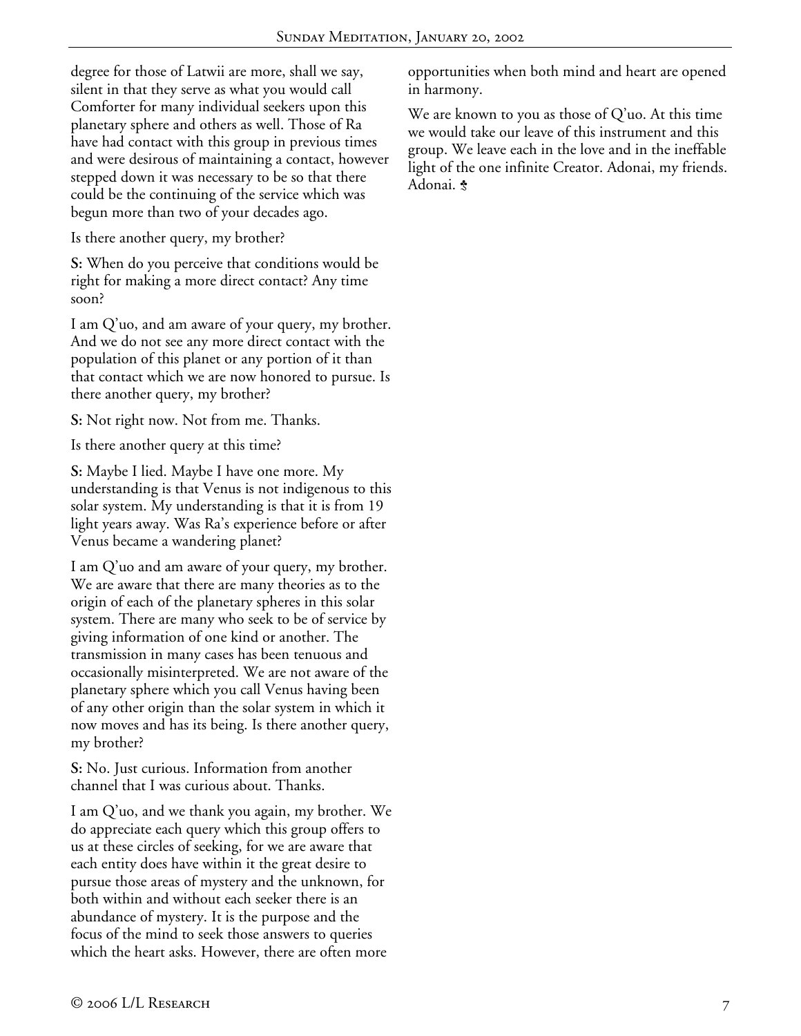degree for those of Latwii are more, shall we say, silent in that they serve as what you would call Comforter for many individual seekers upon this planetary sphere and others as well. Those of Ra have had contact with this group in previous times and were desirous of maintaining a contact, however stepped down it was necessary to be so that there could be the continuing of the service which was begun more than two of your decades ago.

Is there another query, my brother?

**S:** When do you perceive that conditions would be right for making a more direct contact? Any time soon?

I am Q'uo, and am aware of your query, my brother. And we do not see any more direct contact with the population of this planet or any portion of it than that contact which we are now honored to pursue. Is there another query, my brother?

**S:** Not right now. Not from me. Thanks.

Is there another query at this time?

**S:** Maybe I lied. Maybe I have one more. My understanding is that Venus is not indigenous to this solar system. My understanding is that it is from 19 light years away. Was Ra's experience before or after Venus became a wandering planet?

I am Q'uo and am aware of your query, my brother. We are aware that there are many theories as to the origin of each of the planetary spheres in this solar system. There are many who seek to be of service by giving information of one kind or another. The transmission in many cases has been tenuous and occasionally misinterpreted. We are not aware of the planetary sphere which you call Venus having been of any other origin than the solar system in which it now moves and has its being. Is there another query, my brother?

**S:** No. Just curious. Information from another channel that I was curious about. Thanks.

I am Q'uo, and we thank you again, my brother. We do appreciate each query which this group offers to us at these circles of seeking, for we are aware that each entity does have within it the great desire to pursue those areas of mystery and the unknown, for both within and without each seeker there is an abundance of mystery. It is the purpose and the focus of the mind to seek those answers to queries which the heart asks. However, there are often more opportunities when both mind and heart are opened in harmony.

We are known to you as those of Q'uo. At this time we would take our leave of this instrument and this group. We leave each in the love and in the ineffable light of the one infinite Creator. Adonai, my friends. Adonai. ♣